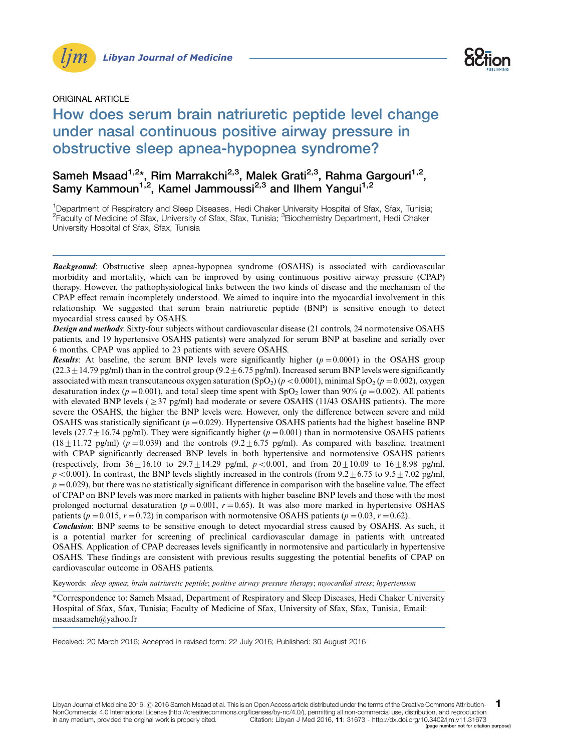ORIGINAL ARTICLE

# How does serum brain natriuretic peptide level change under nasal continuous positive airway pressure in obstructive sleep apnea-hypopnea syndrome?

Sameh Msaad[1,2]*, Rim Marrakchi[2,3], Malek Grati[2,3], Rahma Gargouri[1,2], Samy Kammoun[1,2], Kamel Jammoussi[2,3] and Ilhem Yangui[1,2]

[1]Department of Respiratory and Sleep Diseases, Hedi Chaker University Hospital of Sfax, Sfax, Tunisia; [2]Faculty of Medicine of Sfax, University of Sfax, Sfax, Tunisia; [3]Biochemistry Department, Hedi Chaker University Hospital of Sfax, Sfax, Tunisia

***Background***: Obstructive sleep apnea-hypopnea syndrome (OSAHS) is associated with cardiovascular morbidity and mortality, which can be improved by using continuous positive airway pressure (CPAP) therapy. However, the pathophysiological links between the two kinds of disease and the mechanism of the CPAP effect remain incompletely understood. We aimed to inquire into the myocardial involvement in this relationship. We suggested that serum brain natriuretic peptide (BNP) is sensitive enough to detect myocardial stress caused by OSAHS.

***Design and methods***: Sixty-four subjects without cardiovascular disease (21 controls, 24 normotensive OSAHS patients, and 19 hypertensive OSAHS patients) were analyzed for serum BNP at baseline and serially over 6 months. CPAP was applied to 23 patients with severe OSAHS.

***Results***: At baseline, the serum BNP levels were significantly higher ($p = 0.0001$) in the OSAHS group ($22.3 \pm 14.79$ pg/ml) than in the control group ($9.2 \pm 6.75$ pg/ml). Increased serum BNP levels were significantly associated with mean transcutaneous oxygen saturation ($SpO_2$) ($p < 0.0001$), minimal $SpO_2$ ($p = 0.002$), oxygen desaturation index ($p = 0.001$), and total sleep time spent with $SpO_2$ lower than 90% ($p = 0.002$). All patients with elevated BNP levels ($\geq 37$ pg/ml) had moderate or severe OSAHS (11/43 OSAHS patients). The more severe the OSAHS, the higher the BNP levels were. However, only the difference between severe and mild OSAHS was statistically significant ($p = 0.029$). Hypertensive OSAHS patients had the highest baseline BNP levels ($27.7 \pm 16.74$ pg/ml). They were significantly higher ($p = 0.001$) than in normotensive OSAHS patients ($18 \pm 11.72$ pg/ml) ($p = 0.039$) and the controls ($9.2 \pm 6.75$ pg/ml). As compared with baseline, treatment with CPAP significantly decreased BNP levels in both hypertensive and normotensive OSAHS patients (respectively, from $36 \pm 16.10$ to $29.7 \pm 14.29$ pg/ml, $p < 0.001$, and from $20 \pm 10.09$ to $16 \pm 8.98$ pg/ml, $p < 0.001$). In contrast, the BNP levels slightly increased in the controls (from $9.2 \pm 6.75$ to $9.5 \pm 7.02$ pg/ml, $p = 0.029$), but there was no statistically significant difference in comparison with the baseline value. The effect of CPAP on BNP levels was more marked in patients with higher baseline BNP levels and those with the most prolonged nocturnal desaturation ($p = 0.001$, $r = 0.65$). It was also more marked in hypertensive OSHAS patients ($p = 0.015$, $r = 0.72$) in comparison with normotensive OSAHS patients ($p = 0.03$, $r = 0.62$).

***Conclusion***: BNP seems to be sensitive enough to detect myocardial stress caused by OSAHS. As such, it is a potential marker for screening of preclinical cardiovascular damage in patients with untreated OSAHS. Application of CPAP decreases levels significantly in normotensive and particularly in hypertensive OSAHS. These findings are consistent with previous results suggesting the potential benefits of CPAP on cardiovascular outcome in OSAHS patients.

Keywords: *sleep apnea*; *brain natriuretic peptide*; *positive airway pressure therapy*; *myocardial stress*; *hypertension*

*Correspondence to: Sameh Msaad, Department of Respiratory and Sleep Diseases, Hedi Chaker University Hospital of Sfax, Sfax, Tunisia; Faculty of Medicine of Sfax, University of Sfax, Sfax, Tunisia, Email: msaadsameh@yahoo.fr

Received: 20 March 2016; Accepted in revised form: 22 July 2016; Published: 30 August 2016

Libyan Journal of Medicine 2016. © 2016 Sameh Msaad et al. This is an Open Access article distributed under the terms of the Creative Commons Attribution-NonCommercial 4.0 International License (http://creativecommons.org/licenses/by-nc/4.0/), permitting all non-commercial use, distribution, and reproduction in any medium, provided the original work is properly cited. Citation: Libyan J Med 2016, 11: 31673 - http://dx.doi.org/10.3402/ljm.v11.31673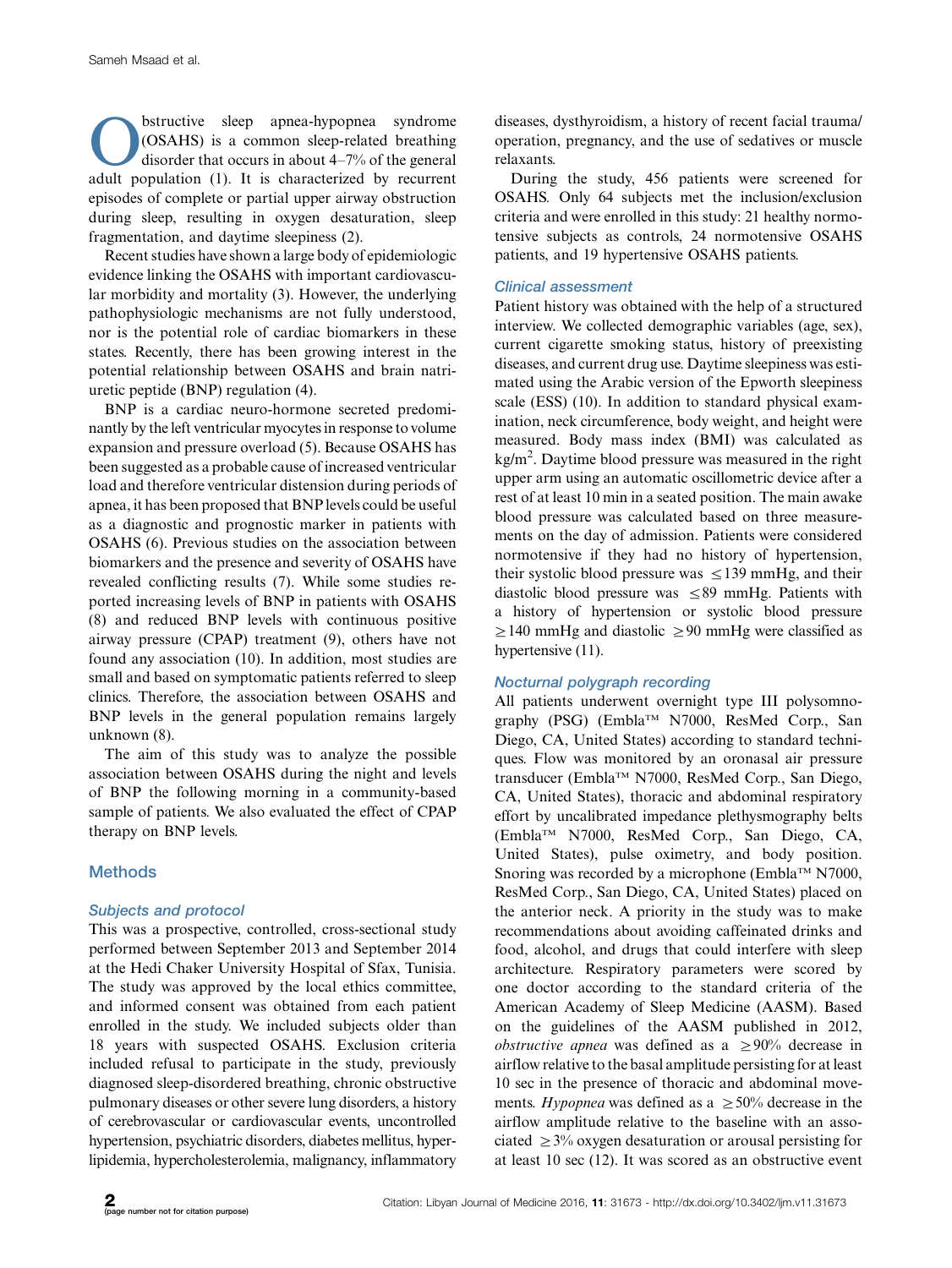Obstructive sleep apnea-hypopnea syndrome (OSAHS) is a common sleep-related breathing disorder that occurs in about 4–7% of the general adult population (1). It is characterized by recurrent episodes of complete or partial upper airway obstruction during sleep, resulting in oxygen desaturation, sleep fragmentation, and daytime sleepiness (2).

Recent studies have shown a large body of epidemiologic evidence linking the OSAHS with important cardiovascular morbidity and mortality (3). However, the underlying pathophysiologic mechanisms are not fully understood, nor is the potential role of cardiac biomarkers in these states. Recently, there has been growing interest in the potential relationship between OSAHS and brain natriuretic peptide (BNP) regulation (4).

BNP is a cardiac neuro-hormone secreted predominantly by the left ventricular myocytes in response to volume expansion and pressure overload (5). Because OSAHS has been suggested as a probable cause of increased ventricular load and therefore ventricular distension during periods of apnea, it has been proposed that BNP levels could be useful as a diagnostic and prognostic marker in patients with OSAHS (6). Previous studies on the association between biomarkers and the presence and severity of OSAHS have revealed conflicting results (7). While some studies reported increasing levels of BNP in patients with OSAHS (8) and reduced BNP levels with continuous positive airway pressure (CPAP) treatment (9), others have not found any association (10). In addition, most studies are small and based on symptomatic patients referred to sleep clinics. Therefore, the association between OSAHS and BNP levels in the general population remains largely unknown (8).

The aim of this study was to analyze the possible association between OSAHS during the night and levels of BNP the following morning in a community-based sample of patients. We also evaluated the effect of CPAP therapy on BNP levels.

## Methods

### Subjects and protocol

This was a prospective, controlled, cross-sectional study performed between September 2013 and September 2014 at the Hedi Chaker University Hospital of Sfax, Tunisia. The study was approved by the local ethics committee, and informed consent was obtained from each patient enrolled in the study. We included subjects older than 18 years with suspected OSAHS. Exclusion criteria included refusal to participate in the study, previously diagnosed sleep-disordered breathing, chronic obstructive pulmonary diseases or other severe lung disorders, a history of cerebrovascular or cardiovascular events, uncontrolled hypertension, psychiatric disorders, diabetes mellitus, hyperlipidemia, hypercholesterolemia, malignancy, inflammatory diseases, dysthyroidism, a history of recent facial trauma/operation, pregnancy, and the use of sedatives or muscle relaxants.

During the study, 456 patients were screened for OSAHS. Only 64 subjects met the inclusion/exclusion criteria and were enrolled in this study: 21 healthy normotensive subjects as controls, 24 normotensive OSAHS patients, and 19 hypertensive OSAHS patients.

### Clinical assessment

Patient history was obtained with the help of a structured interview. We collected demographic variables (age, sex), current cigarette smoking status, history of preexisting diseases, and current drug use. Daytime sleepiness was estimated using the Arabic version of the Epworth sleepiness scale (ESS) (10). In addition to standard physical examination, neck circumference, body weight, and height were measured. Body mass index (BMI) was calculated as $kg/m^2$. Daytime blood pressure was measured in the right upper arm using an automatic oscillometric device after a rest of at least 10 min in a seated position. The main awake blood pressure was calculated based on three measurements on the day of admission. Patients were considered normotensive if they had no history of hypertension, their systolic blood pressure was $\leq 139$ mmHg, and their diastolic blood pressure was $\leq 89$ mmHg. Patients with a history of hypertension or systolic blood pressure $\geq 140$ mmHg and diastolic $\geq 90$ mmHg were classified as hypertensive (11).

### Nocturnal polygraph recording

All patients underwent overnight type III polysomnography (PSG) (Embla™ N7000, ResMed Corp., San Diego, CA, United States) according to standard techniques. Flow was monitored by an oronasal air pressure transducer (Embla™ N7000, ResMed Corp., San Diego, CA, United States), thoracic and abdominal respiratory effort by uncalibrated impedance plethysmography belts (Embla™ N7000, ResMed Corp., San Diego, CA, United States), pulse oximetry, and body position. Snoring was recorded by a microphone (Embla™ N7000, ResMed Corp., San Diego, CA, United States) placed on the anterior neck. A priority in the study was to make recommendations about avoiding caffeinated drinks and food, alcohol, and drugs that could interfere with sleep architecture. Respiratory parameters were scored by one doctor according to the standard criteria of the American Academy of Sleep Medicine (AASM). Based on the guidelines of the AASM published in 2012, *obstructive apnea* was defined as a $\geq 90\%$ decrease in airflow relative to the basal amplitude persisting for at least 10 sec in the presence of thoracic and abdominal movements. *Hypopnea* was defined as a $\geq 50\%$ decrease in the airflow amplitude relative to the baseline with an associated $\geq 3\%$ oxygen desaturation or arousal persisting for at least 10 sec (12). It was scored as an obstructive event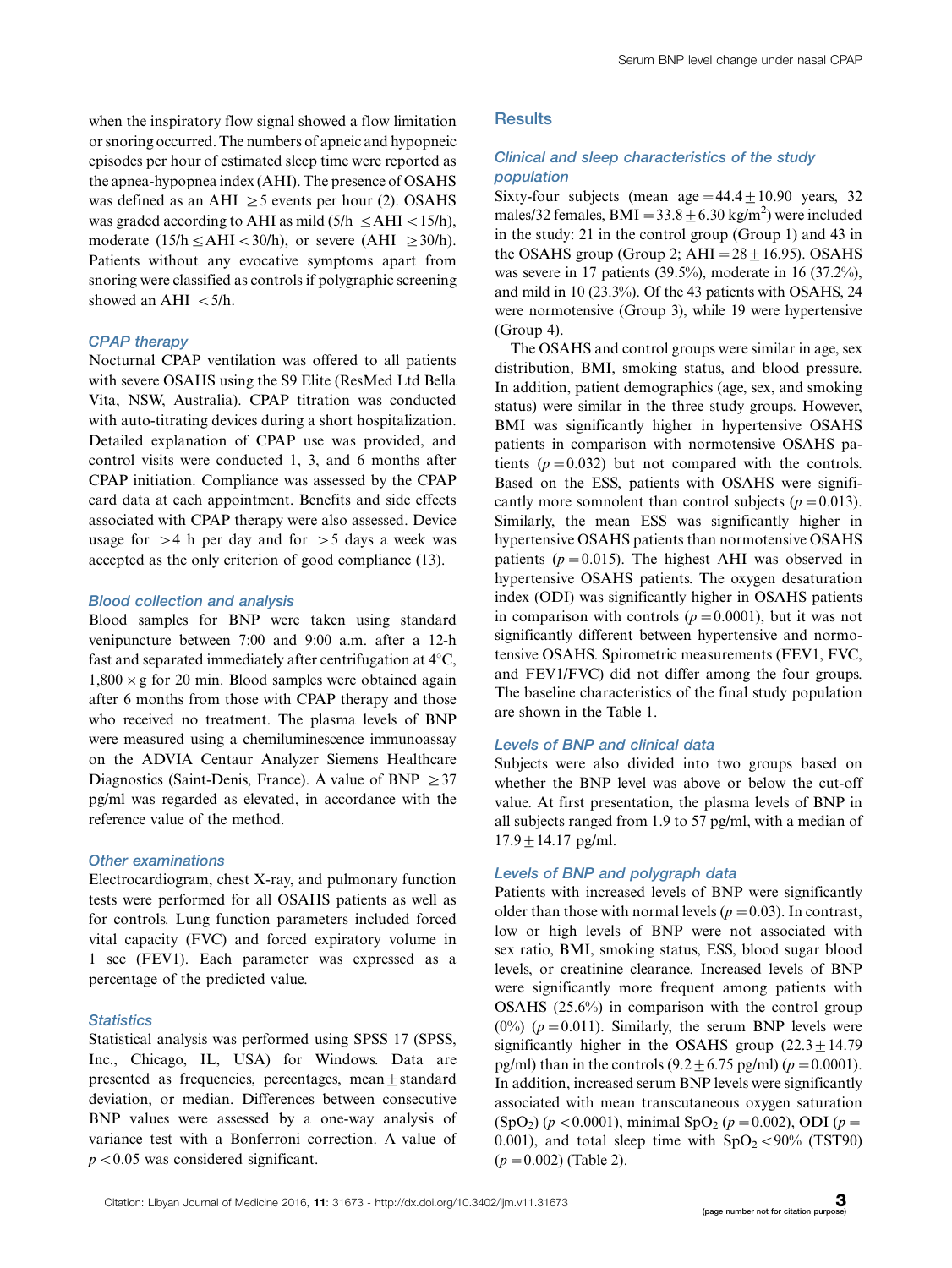when the inspiratory flow signal showed a flow limitation or snoring occurred. The numbers of apneic and hypopneic episodes per hour of estimated sleep time were reported as the apnea-hypopnea index (AHI). The presence of OSAHS was defined as an AHI $\geq 5$ events per hour (2). OSAHS was graded according to AHI as mild ($5/h \leq AHI < 15/h$), moderate ($15/h \leq AHI < 30/h$), or severe ($AHI \geq 30/h$). Patients without any evocative symptoms apart from snoring were classified as controls if polygraphic screening showed an AHI $< 5/h$.

### CPAP therapy

Nocturnal CPAP ventilation was offered to all patients with severe OSAHS using the S9 Elite (ResMed Ltd Bella Vita, NSW, Australia). CPAP titration was conducted with auto-titrating devices during a short hospitalization. Detailed explanation of CPAP use was provided, and control visits were conducted 1, 3, and 6 months after CPAP initiation. Compliance was assessed by the CPAP card data at each appointment. Benefits and side effects associated with CPAP therapy were also assessed. Device usage for $> 4$ h per day and for $> 5$ days a week was accepted as the only criterion of good compliance (13).

### Blood collection and analysis

Blood samples for BNP were taken using standard venipuncture between 7:00 and 9:00 a.m. after a 12-h fast and separated immediately after centrifugation at 4°C, $1{,}800 \times g$ for 20 min. Blood samples were obtained again after 6 months from those with CPAP therapy and those who received no treatment. The plasma levels of BNP were measured using a chemiluminescence immunoassay on the ADVIA Centaur Analyzer Siemens Healthcare Diagnostics (Saint-Denis, France). A value of BNP $\geq 37$ pg/ml was regarded as elevated, in accordance with the reference value of the method.

### Other examinations

Electrocardiogram, chest X-ray, and pulmonary function tests were performed for all OSAHS patients as well as for controls. Lung function parameters included forced vital capacity (FVC) and forced expiratory volume in 1 sec (FEV1). Each parameter was expressed as a percentage of the predicted value.

### Statistics

Statistical analysis was performed using SPSS 17 (SPSS, Inc., Chicago, IL, USA) for Windows. Data are presented as frequencies, percentages, mean $\pm$ standard deviation, or median. Differences between consecutive BNP values were assessed by a one-way analysis of variance test with a Bonferroni correction. A value of $p < 0.05$ was considered significant.

## Results

### Clinical and sleep characteristics of the study population

Sixty-four subjects (mean age $= 44.4 \pm 10.90$ years, 32 males/32 females, BMI $= 33.8 \pm 6.30$ kg/m$^2$) were included in the study: 21 in the control group (Group 1) and 43 in the OSAHS group (Group 2; AHI $= 28 \pm 16.95$). OSAHS was severe in 17 patients (39.5%), moderate in 16 (37.2%), and mild in 10 (23.3%). Of the 43 patients with OSAHS, 24 were normotensive (Group 3), while 19 were hypertensive (Group 4).

The OSAHS and control groups were similar in age, sex distribution, BMI, smoking status, and blood pressure. In addition, patient demographics (age, sex, and smoking status) were similar in the three study groups. However, BMI was significantly higher in hypertensive OSAHS patients in comparison with normotensive OSAHS patients ($p = 0.032$) but not compared with the controls. Based on the ESS, patients with OSAHS were significantly more somnolent than control subjects ($p = 0.013$). Similarly, the mean ESS was significantly higher in hypertensive OSAHS patients than normotensive OSAHS patients ($p = 0.015$). The highest AHI was observed in hypertensive OSAHS patients. The oxygen desaturation index (ODI) was significantly higher in OSAHS patients in comparison with controls ($p = 0.0001$), but it was not significantly different between hypertensive and normotensive OSAHS. Spirometric measurements (FEV1, FVC, and FEV1/FVC) did not differ among the four groups. The baseline characteristics of the final study population are shown in the Table 1.

### Levels of BNP and clinical data

Subjects were also divided into two groups based on whether the BNP level was above or below the cut-off value. At first presentation, the plasma levels of BNP in all subjects ranged from 1.9 to 57 pg/ml, with a median of $17.9 \pm 14.17$ pg/ml.

### Levels of BNP and polygraph data

Patients with increased levels of BNP were significantly older than those with normal levels ($p = 0.03$). In contrast, low or high levels of BNP were not associated with sex ratio, BMI, smoking status, ESS, blood sugar blood levels, or creatinine clearance. Increased levels of BNP were significantly more frequent among patients with OSAHS (25.6%) in comparison with the control group (0%) ($p = 0.011$). Similarly, the serum BNP levels were significantly higher in the OSAHS group ($22.3 \pm 14.79$ pg/ml) than in the controls ($9.2 \pm 6.75$ pg/ml) ($p = 0.0001$). In addition, increased serum BNP levels were significantly associated with mean transcutaneous oxygen saturation ($SpO_2$) ($p < 0.0001$), minimal $SpO_2$ ($p = 0.002$), ODI ($p = 0.001$), and total sleep time with $SpO_2 < 90\%$ (TST90) ($p = 0.002$) (Table 2).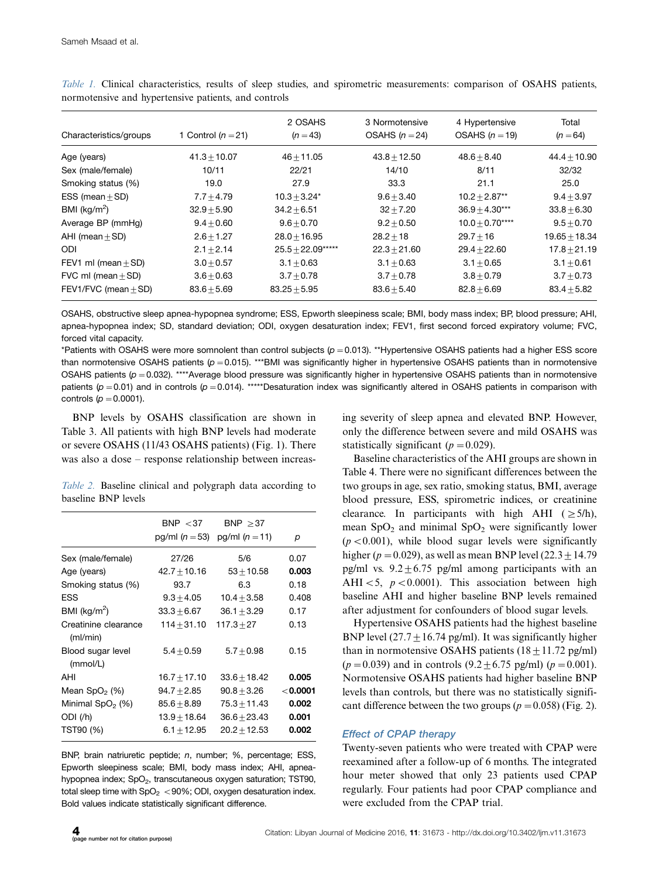*Table 1.* Clinical characteristics, results of sleep studies, and spirometric measurements: comparison of OSAHS patients, normotensive and hypertensive patients, and controls

| Characteristics/groups | 1 Control ($n=21$) | 2 OSAHS ($n=43$) | 3 Normotensive OSAHS ($n=24$) | 4 Hypertensive OSAHS ($n=19$) | Total ($n=64$) |
|---|---|---|---|---|---|
| Age (years) | 41.3 ± 10.07 | 46 ± 11.05 | 43.8 ± 12.50 | 48.6 ± 8.40 | 44.4 ± 10.90 |
| Sex (male/female) | 10/11 | 22/21 | 14/10 | 8/11 | 32/32 |
| Smoking status (%) | 19.0 | 27.9 | 33.3 | 21.1 | 25.0 |
| ESS (mean ± SD) | 7.7 ± 4.79 | 10.3 ± 3.24* | 9.6 ± 3.40 | 10.2 ± 2.87** | 9.4 ± 3.97 |
| BMI (kg/m$^2$) | 32.9 ± 5.90 | 34.2 ± 6.51 | 32 ± 7.20 | 36.9 ± 4.30*** | 33.8 ± 6.30 |
| Average BP (mmHg) | 9.4 ± 0.60 | 9.6 ± 0.70 | 9.2 ± 0.50 | 10.0 ± 0.70**** | 9.5 ± 0.70 |
| AHI (mean ± SD) | 2.6 ± 1.27 | 28.0 ± 16.95 | 28.2 ± 18 | 29.7 ± 16 | 19.65 ± 18.34 |
| ODI | 2.1 ± 2.14 | 25.5 ± 22.09***** | 22.3 ± 21.60 | 29.4 ± 22.60 | 17.8 ± 21.19 |
| FEV1 ml (mean ± SD) | 3.0 ± 0.57 | 3.1 ± 0.63 | 3.1 ± 0.63 | 3.1 ± 0.65 | 3.1 ± 0.61 |
| FVC ml (mean ± SD) | 3.6 ± 0.63 | 3.7 ± 0.78 | 3.7 ± 0.78 | 3.8 ± 0.79 | 3.7 ± 0.73 |
| FEV1/FVC (mean ± SD) | 83.6 ± 5.69 | 83.25 ± 5.95 | 83.6 ± 5.40 | 82.8 ± 6.69 | 83.4 ± 5.82 |

OSAHS, obstructive sleep apnea-hypopnea syndrome; ESS, Epworth sleepiness scale; BMI, body mass index; BP, blood pressure; AHI, apnea-hypopnea index; SD, standard deviation; ODI, oxygen desaturation index; FEV1, first second forced expiratory volume; FVC, forced vital capacity.

*Patients with OSAHS were more somnolent than control subjects ($p=0.013$). **Hypertensive OSAHS patients had a higher ESS score than normotensive OSAHS patients ($p=0.015$). ***BMI was significantly higher in hypertensive OSAHS patients than in normotensive OSAHS patients ($p=0.032$). ****Average blood pressure was significantly higher in hypertensive OSAHS patients than in normotensive patients ($p=0.01$) and in controls ($p=0.014$). *****Desaturation index was significantly altered in OSAHS patients in comparison with controls ($p=0.0001$).

BNP levels by OSAHS classification are shown in Table 3. All patients with high BNP levels had moderate or severe OSAHS (11/43 OSAHS patients) (Fig. 1). There was also a dose – response relationship between increasing severity of sleep apnea and elevated BNP. However, only the difference between severe and mild OSAHS was statistically significant ($p=0.029$).

*Table 2.* Baseline clinical and polygraph data according to baseline BNP levels

| | BNP <37 pg/ml ($n=53$) | BNP ≥37 pg/ml ($n=11$) | $p$ |
|---|---|---|---|
| Sex (male/female) | 27/26 | 5/6 | 0.07 |
| Age (years) | 42.7 ± 10.16 | 53 ± 10.58 | **0.003** |
| Smoking status (%) | 93.7 | 6.3 | 0.18 |
| ESS | 9.3 ± 4.05 | 10.4 ± 3.58 | 0.408 |
| BMI (kg/m$^2$) | 33.3 ± 6.67 | 36.1 ± 3.29 | 0.17 |
| Creatinine clearance (ml/min) | 114 ± 31.10 | 117.3 ± 27 | 0.13 |
| Blood sugar level (mmol/L) | 5.4 ± 0.59 | 5.7 ± 0.98 | 0.15 |
| AHI | 16.7 ± 17.10 | 33.6 ± 18.42 | **0.005** |
| Mean $SpO_2$ (%) | 94.7 ± 2.85 | 90.8 ± 3.26 | **<0.0001** |
| Minimal $SpO_2$ (%) | 85.6 ± 8.89 | 75.3 ± 11.43 | **0.002** |
| ODI (/h) | 13.9 ± 18.64 | 36.6 ± 23.43 | **0.001** |
| TST90 (%) | 6.1 ± 12.95 | 20.2 ± 12.53 | **0.002** |

BNP, brain natriuretic peptide; $n$, number; %, percentage; ESS, Epworth sleepiness scale; BMI, body mass index; AHI, apnea-hypopnea index; $SpO_2$, transcutaneous oxygen saturation; TST90, total sleep time with $SpO_2$ <90%; ODI, oxygen desaturation index. Bold values indicate statistically significant difference.

Baseline characteristics of the AHI groups are shown in Table 4. There were no significant differences between the two groups in age, sex ratio, smoking status, BMI, average blood pressure, ESS, spirometric indices, or creatinine clearance. In participants with high AHI (≥5/h), mean $SpO_2$ and minimal $SpO_2$ were significantly lower ($p<0.001$), while blood sugar levels were significantly higher ($p=0.029$), as well as mean BNP level (22.3 ± 14.79 pg/ml vs. 9.2 ± 6.75 pg/ml among participants with an AHI <5, $p<0.0001$). This association between high baseline AHI and higher baseline BNP levels remained after adjustment for confounders of blood sugar levels.

Hypertensive OSAHS patients had the highest baseline BNP level (27.7 ± 16.74 pg/ml). It was significantly higher than in normotensive OSAHS patients (18 ± 11.72 pg/ml) ($p=0.039$) and in controls (9.2 ± 6.75 pg/ml) ($p=0.001$). Normotensive OSAHS patients had higher baseline BNP levels than controls, but there was no statistically significant difference between the two groups ($p=0.058$) (Fig. 2).

### Effect of CPAP therapy

Twenty-seven patients who were treated with CPAP were reexamined after a follow-up of 6 months. The integrated hour meter showed that only 23 patients used CPAP regularly. Four patients had poor CPAP compliance and were excluded from the CPAP trial.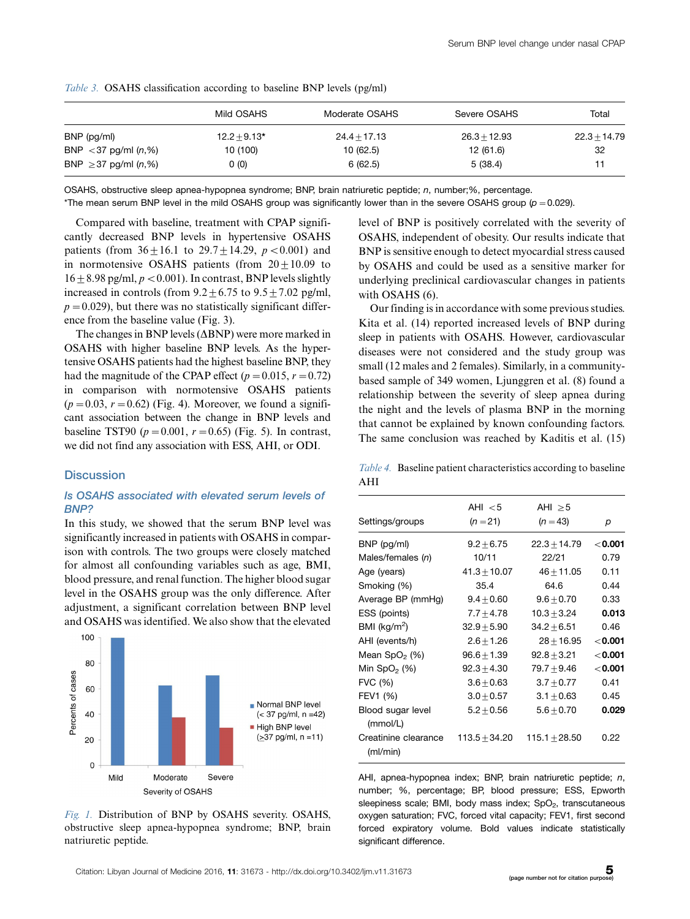*Table 3.* OSAHS classification according to baseline BNP levels (pg/ml)

| | Mild OSAHS | Moderate OSAHS | Severe OSAHS | Total |
|---|---|---|---|---|
| BNP (pg/ml) | 12.2±9.13* | 24.4±17.13 | 26.3±12.93 | 22.3±14.79 |
| BNP <37 pg/ml (*n*,%) | 10 (100) | 10 (62.5) | 12 (61.6) | 32 |
| BNP ≥37 pg/ml (*n*,%) | 0 (0) | 6 (62.5) | 5 (38.4) | 11 |

OSAHS, obstructive sleep apnea-hypopnea syndrome; BNP, brain natriuretic peptide; *n*, number;%, percentage.
*The mean serum BNP level in the mild OSAHS group was significantly lower than in the severe OSAHS group ($p = 0.029$).

Compared with baseline, treatment with CPAP significantly decreased BNP levels in hypertensive OSAHS patients (from 36±16.1 to 29.7±14.29, $p < 0.001$) and in normotensive OSAHS patients (from 20±10.09 to 16±8.98 pg/ml, $p < 0.001$). In contrast, BNP levels slightly increased in controls (from 9.2±6.75 to 9.5±7.02 pg/ml, $p = 0.029$), but there was no statistically significant difference from the baseline value (Fig. 3).

The changes in BNP levels (ΔBNP) were more marked in OSAHS with higher baseline BNP levels. As the hypertensive OSAHS patients had the highest baseline BNP, they had the magnitude of the CPAP effect ($p = 0.015$, $r = 0.72$) in comparison with normotensive OSAHS patients ($p = 0.03$, $r = 0.62$) (Fig. 4). Moreover, we found a significant association between the change in BNP levels and baseline TST90 ($p = 0.001$, $r = 0.65$) (Fig. 5). In contrast, we did not find any association with ESS, AHI, or ODI.

## Discussion

### *Is OSAHS associated with elevated serum levels of BNP?*

In this study, we showed that the serum BNP level was significantly increased in patients with OSAHS in comparison with controls. The two groups were closely matched for almost all confounding variables such as age, BMI, blood pressure, and renal function. The higher blood sugar level in the OSAHS group was the only difference. After adjustment, a significant correlation between BNP level and OSAHS was identified. We also show that the elevated level of BNP is positively correlated with the severity of OSAHS, independent of obesity. Our results indicate that BNP is sensitive enough to detect myocardial stress caused by OSAHS and could be used as a sensitive marker for underlying preclinical cardiovascular changes in patients with OSAHS (6).

*Fig. 1.* Distribution of BNP by OSAHS severity. OSAHS, obstructive sleep apnea-hypopnea syndrome; BNP, brain natriuretic peptide.

Our finding is in accordance with some previous studies. Kita et al. (14) reported increased levels of BNP during sleep in patients with OSAHS. However, cardiovascular diseases were not considered and the study group was small (12 males and 2 females). Similarly, in a community-based sample of 349 women, Ljunggren et al. (8) found a relationship between the severity of sleep apnea during the night and the levels of plasma BNP in the morning that cannot be explained by known confounding factors. The same conclusion was reached by Kaditis et al. (15)

*Table 4.* Baseline patient characteristics according to baseline AHI

| Settings/groups | AHI <5 (*n* = 21) | AHI ≥5 (*n* = 43) | *p* |
|---|---|---|---|
| BNP (pg/ml) | 9.2±6.75 | 22.3±14.79 | **<0.001** |
| Males/females (*n*) | 10/11 | 22/21 | 0.79 |
| Age (years) | 41.3±10.07 | 46±11.05 | 0.11 |
| Smoking (%) | 35.4 | 64.6 | 0.44 |
| Average BP (mmHg) | 9.4±0.60 | 9.6±0.70 | 0.33 |
| ESS (points) | 7.7±4.78 | 10.3±3.24 | **0.013** |
| BMI (kg/m$^2$) | 32.9±5.90 | 34.2±6.51 | 0.46 |
| AHI (events/h) | 2.6±1.26 | 28±16.95 | **<0.001** |
| Mean $SpO_2$ (%) | 96.6±1.39 | 92.8±3.21 | **<0.001** |
| Min $SpO_2$ (%) | 92.3±4.30 | 79.7±9.46 | **<0.001** |
| FVC (%) | 3.6±0.63 | 3.7±0.77 | 0.41 |
| FEV1 (%) | 3.0±0.57 | 3.1±0.63 | 0.45 |
| Blood sugar level (mmol/L) | 5.2±0.56 | 5.6±0.70 | **0.029** |
| Creatinine clearance (ml/min) | 113.5±34.20 | 115.1±28.50 | 0.22 |

AHI, apnea-hypopnea index; BNP, brain natriuretic peptide; *n*, number; %, percentage; BP, blood pressure; ESS, Epworth sleepiness scale; BMI, body mass index; $SpO_2$, transcutaneous oxygen saturation; FVC, forced vital capacity; FEV1, first second forced expiratory volume. Bold values indicate statistically significant difference.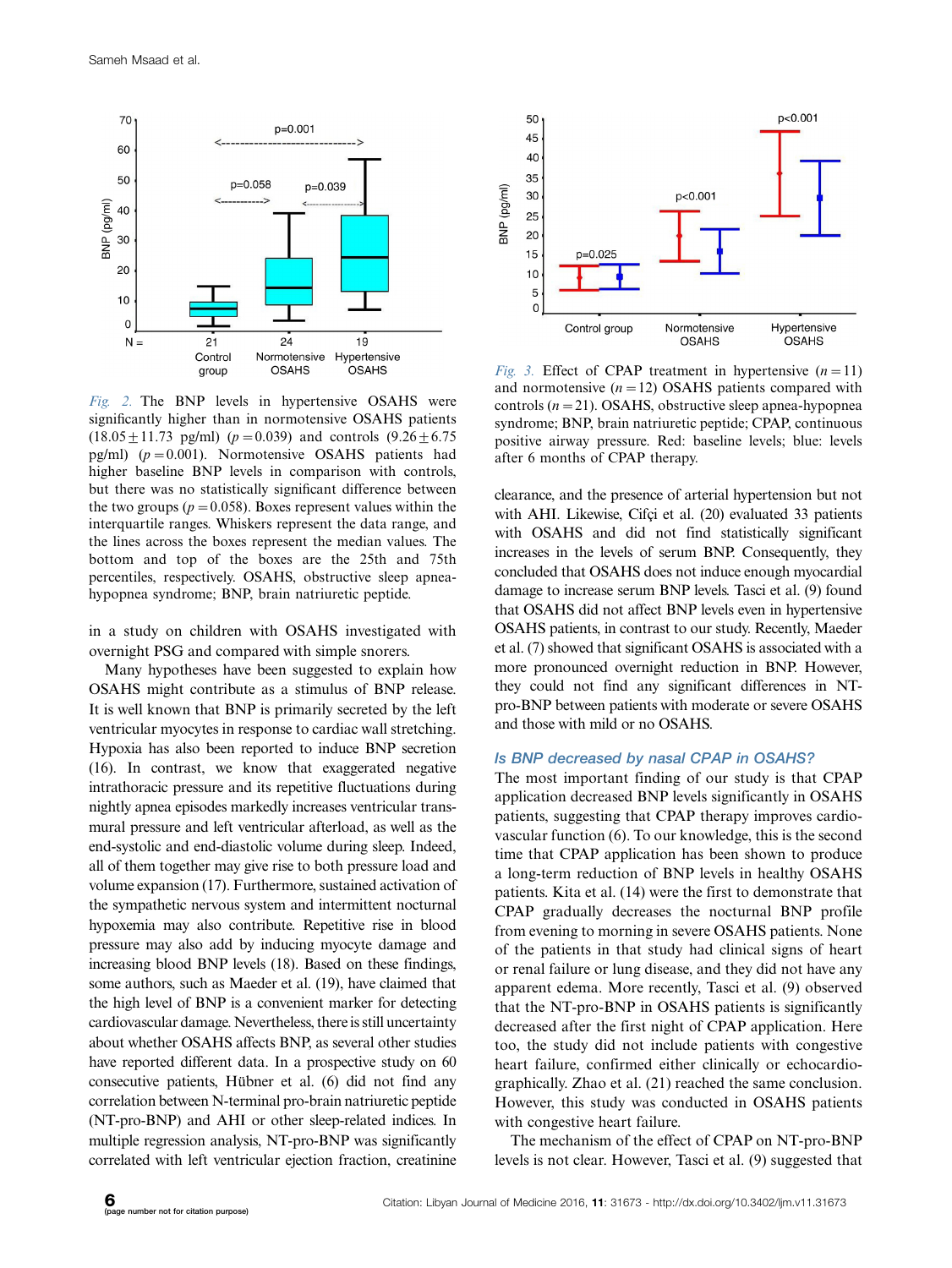Fig. 2. The BNP levels in hypertensive OSAHS were significantly higher than in normotensive OSAHS patients (18.05 ± 11.73 pg/ml) ($p = 0.039$) and controls (9.26 ± 6.75 pg/ml) ($p = 0.001$). Normotensive OSAHS patients had higher baseline BNP levels in comparison with controls, but there was no statistically significant difference between the two groups ($p = 0.058$). Boxes represent values within the interquartile ranges. Whiskers represent the data range, and the lines across the boxes represent the median values. The bottom and top of the boxes are the 25th and 75th percentiles, respectively. OSAHS, obstructive sleep apnea-hypopnea syndrome; BNP, brain natriuretic peptide.

Fig. 3. Effect of CPAP treatment in hypertensive ($n = 11$) and normotensive ($n = 12$) OSAHS patients compared with controls ($n = 21$). OSAHS, obstructive sleep apnea-hypopnea syndrome; BNP, brain natriuretic peptide; CPAP, continuous positive airway pressure. Red: baseline levels; blue: levels after 6 months of CPAP therapy.

in a study on children with OSAHS investigated with overnight PSG and compared with simple snorers.

Many hypotheses have been suggested to explain how OSAHS might contribute as a stimulus of BNP release. It is well known that BNP is primarily secreted by the left ventricular myocytes in response to cardiac wall stretching. Hypoxia has also been reported to induce BNP secretion (16). In contrast, we know that exaggerated negative intrathoracic pressure and its repetitive fluctuations during nightly apnea episodes markedly increases ventricular trans-mural pressure and left ventricular afterload, as well as the end-systolic and end-diastolic volume during sleep. Indeed, all of them together may give rise to both pressure load and volume expansion (17). Furthermore, sustained activation of the sympathetic nervous system and intermittent nocturnal hypoxemia may also contribute. Repetitive rise in blood pressure may also add by inducing myocyte damage and increasing blood BNP levels (18). Based on these findings, some authors, such as Maeder et al. (19), have claimed that the high level of BNP is a convenient marker for detecting cardiovascular damage. Nevertheless, there is still uncertainty about whether OSAHS affects BNP, as several other studies have reported different data. In a prospective study on 60 consecutive patients, Hübner et al. (6) did not find any correlation between N-terminal pro-brain natriuretic peptide (NT-pro-BNP) and AHI or other sleep-related indices. In multiple regression analysis, NT-pro-BNP was significantly correlated with left ventricular ejection fraction, creatinine clearance, and the presence of arterial hypertension but not with AHI. Likewise, Cifçi et al. (20) evaluated 33 patients with OSAHS and did not find statistically significant increases in the levels of serum BNP. Consequently, they concluded that OSAHS does not induce enough myocardial damage to increase serum BNP levels. Tasci et al. (9) found that OSAHS did not affect BNP levels even in hypertensive OSAHS patients, in contrast to our study. Recently, Maeder et al. (7) showed that significant OSAHS is associated with a more pronounced overnight reduction in BNP. However, they could not find any significant differences in NT-pro-BNP between patients with moderate or severe OSAHS and those with mild or no OSAHS.

### Is BNP decreased by nasal CPAP in OSAHS?

The most important finding of our study is that CPAP application decreased BNP levels significantly in OSAHS patients, suggesting that CPAP therapy improves cardiovascular function (6). To our knowledge, this is the second time that CPAP application has been shown to produce a long-term reduction of BNP levels in healthy OSAHS patients. Kita et al. (14) were the first to demonstrate that CPAP gradually decreases the nocturnal BNP profile from evening to morning in severe OSAHS patients. None of the patients in that study had clinical signs of heart or renal failure or lung disease, and they did not have any apparent edema. More recently, Tasci et al. (9) observed that the NT-pro-BNP in OSAHS patients is significantly decreased after the first night of CPAP application. Here too, the study did not include patients with congestive heart failure, confirmed either clinically or echocardiographically. Zhao et al. (21) reached the same conclusion. However, this study was conducted in OSAHS patients with congestive heart failure.

The mechanism of the effect of CPAP on NT-pro-BNP levels is not clear. However, Tasci et al. (9) suggested that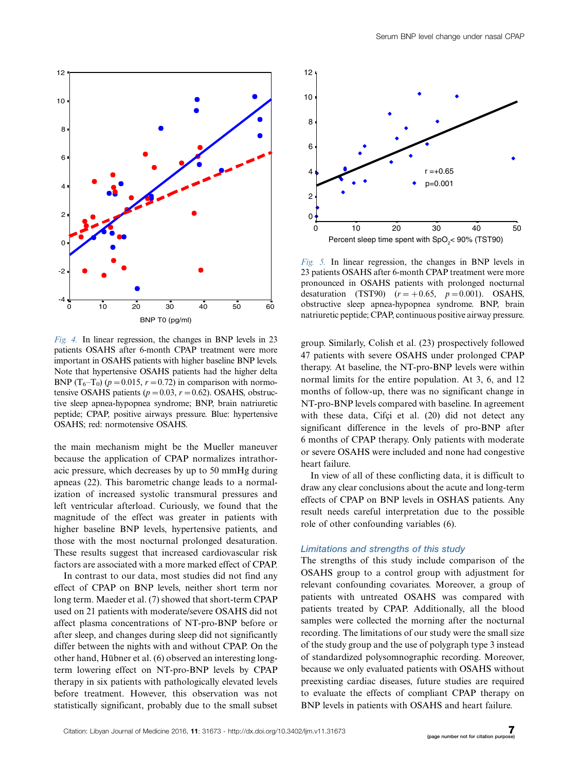*Fig. 4.* In linear regression, the changes in BNP levels in 23 patients OSAHS after 6-month CPAP treatment were more important in OSAHS patients with higher baseline BNP levels. Note that hypertensive OSAHS patients had the higher delta BNP ($T_6$–$T_0$) ($p = 0.015$, $r = 0.72$) in comparison with normotensive OSAHS patients ($p = 0.03$, $r = 0.62$). OSAHS, obstructive sleep apnea-hypopnea syndrome; BNP, brain natriuretic peptide; CPAP, positive airways pressure. Blue: hypertensive OSAHS; red: normotensive OSAHS.

*Fig. 5.* In linear regression, the changes in BNP levels in 23 patients OSAHS after 6-month CPAP treatment were more pronounced in OSAHS patients with prolonged nocturnal desaturation (TST90) ($r = +0.65$, $p = 0.001$). OSAHS, obstructive sleep apnea-hypopnea syndrome. BNP, brain natriuretic peptide; CPAP, continuous positive airway pressure.

the main mechanism might be the Mueller maneuver because the application of CPAP normalizes intrathoracic pressure, which decreases by up to 50 mmHg during apneas (22). This barometric change leads to a normalization of increased systolic transmural pressures and left ventricular afterload. Curiously, we found that the magnitude of the effect was greater in patients with higher baseline BNP levels, hypertensive patients, and those with the most nocturnal prolonged desaturation. These results suggest that increased cardiovascular risk factors are associated with a more marked effect of CPAP.

In contrast to our data, most studies did not find any effect of CPAP on BNP levels, neither short term nor long term. Maeder et al. (7) showed that short-term CPAP used on 21 patients with moderate/severe OSAHS did not affect plasma concentrations of NT-pro-BNP before or after sleep, and changes during sleep did not significantly differ between the nights with and without CPAP. On the other hand, Hübner et al. (6) observed an interesting long-term lowering effect on NT-pro-BNP levels by CPAP therapy in six patients with pathologically elevated levels before treatment. However, this observation was not statistically significant, probably due to the small subset group. Similarly, Colish et al. (23) prospectively followed 47 patients with severe OSAHS under prolonged CPAP therapy. At baseline, the NT-pro-BNP levels were within normal limits for the entire population. At 3, 6, and 12 months of follow-up, there was no significant change in NT-pro-BNP levels compared with baseline. In agreement with these data, Cifçi et al. (20) did not detect any significant difference in the levels of pro-BNP after 6 months of CPAP therapy. Only patients with moderate or severe OSAHS were included and none had congestive heart failure.

In view of all of these conflicting data, it is difficult to draw any clear conclusions about the acute and long-term effects of CPAP on BNP levels in OSHAS patients. Any result needs careful interpretation due to the possible role of other confounding variables (6).

### Limitations and strengths of this study

The strengths of this study include comparison of the OSAHS group to a control group with adjustment for relevant confounding covariates. Moreover, a group of patients with untreated OSAHS was compared with patients treated by CPAP. Additionally, all the blood samples were collected the morning after the nocturnal recording. The limitations of our study were the small size of the study group and the use of polygraph type 3 instead of standardized polysomnographic recording. Moreover, because we only evaluated patients with OSAHS without preexisting cardiac diseases, future studies are required to evaluate the effects of compliant CPAP therapy on BNP levels in patients with OSAHS and heart failure.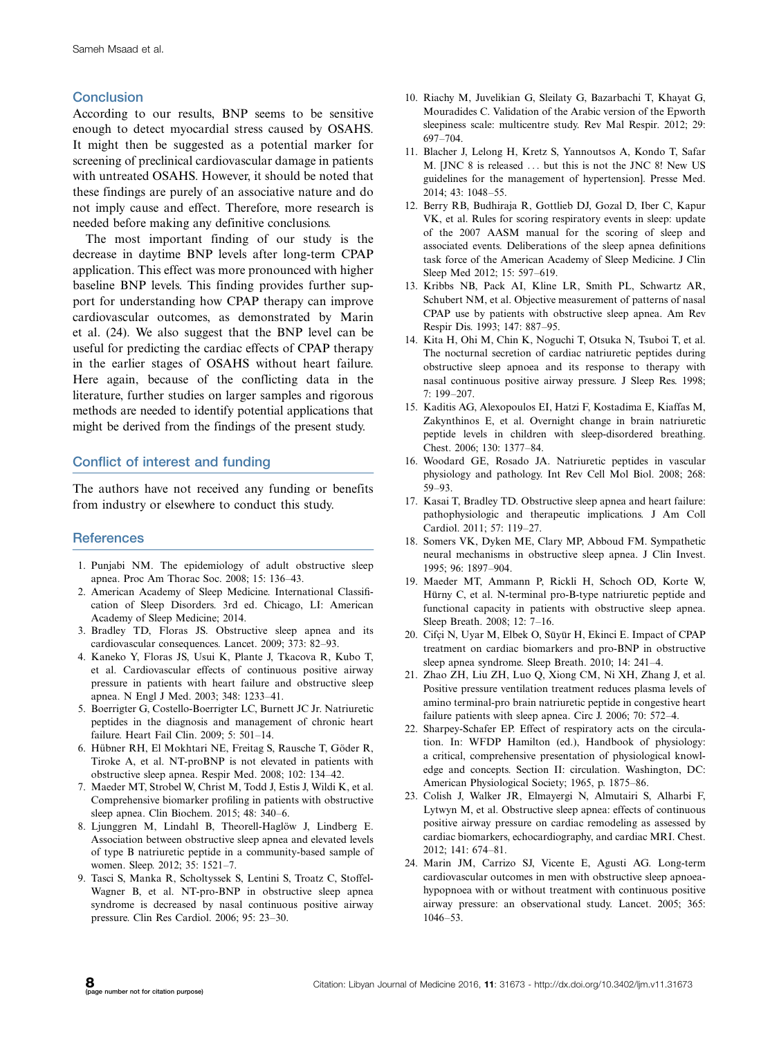## Conclusion

According to our results, BNP seems to be sensitive enough to detect myocardial stress caused by OSAHS. It might then be suggested as a potential marker for screening of preclinical cardiovascular damage in patients with untreated OSAHS. However, it should be noted that these findings are purely of an associative nature and do not imply cause and effect. Therefore, more research is needed before making any definitive conclusions.

The most important finding of our study is the decrease in daytime BNP levels after long-term CPAP application. This effect was more pronounced with higher baseline BNP levels. This finding provides further support for understanding how CPAP therapy can improve cardiovascular outcomes, as demonstrated by Marin et al. (24). We also suggest that the BNP level can be useful for predicting the cardiac effects of CPAP therapy in the earlier stages of OSAHS without heart failure. Here again, because of the conflicting data in the literature, further studies on larger samples and rigorous methods are needed to identify potential applications that might be derived from the findings of the present study.

## Conflict of interest and funding

The authors have not received any funding or benefits from industry or elsewhere to conduct this study.

## References

1. Punjabi NM. The epidemiology of adult obstructive sleep apnea. Proc Am Thorac Soc. 2008; 15: 136–43.
2. American Academy of Sleep Medicine. International Classification of Sleep Disorders. 3rd ed. Chicago, LI: American Academy of Sleep Medicine; 2014.
3. Bradley TD, Floras JS. Obstructive sleep apnea and its cardiovascular consequences. Lancet. 2009; 373: 82–93.
4. Kaneko Y, Floras JS, Usui K, Plante J, Tkacova R, Kubo T, et al. Cardiovascular effects of continuous positive airway pressure in patients with heart failure and obstructive sleep apnea. N Engl J Med. 2003; 348: 1233–41.
5. Boerrigter G, Costello-Boerrigter LC, Burnett JC Jr. Natriuretic peptides in the diagnosis and management of chronic heart failure. Heart Fail Clin. 2009; 5: 501–14.
6. Hübner RH, El Mokhtari NE, Freitag S, Rausche T, Göder R, Tiroke A, et al. NT-proBNP is not elevated in patients with obstructive sleep apnea. Respir Med. 2008; 102: 134–42.
7. Maeder MT, Strobel W, Christ M, Todd J, Estis J, Wildi K, et al. Comprehensive biomarker profiling in patients with obstructive sleep apnea. Clin Biochem. 2015; 48: 340–6.
8. Ljunggren M, Lindahl B, Theorell-Haglöw J, Lindberg E. Association between obstructive sleep apnea and elevated levels of type B natriuretic peptide in a community-based sample of women. Sleep. 2012; 35: 1521–7.
9. Tasci S, Manka R, Scholtyssek S, Lentini S, Troatz C, Stoffel-Wagner B, et al. NT-pro-BNP in obstructive sleep apnea syndrome is decreased by nasal continuous positive airway pressure. Clin Res Cardiol. 2006; 95: 23–30.
10. Riachy M, Juvelikian G, Sleilaty G, Bazarbachi T, Khayat G, Mouradides C. Validation of the Arabic version of the Epworth sleepiness scale: multicentre study. Rev Mal Respir. 2012; 29: 697–704.
11. Blacher J, Lelong H, Kretz S, Yannoutsos A, Kondo T, Safar M. [JNC 8 is released ... but this is not the JNC 8! New US guidelines for the management of hypertension]. Presse Med. 2014; 43: 1048–55.
12. Berry RB, Budhiraja R, Gottlieb DJ, Gozal D, Iber C, Kapur VK, et al. Rules for scoring respiratory events in sleep: update of the 2007 AASM manual for the scoring of sleep and associated events. Deliberations of the sleep apnea definitions task force of the American Academy of Sleep Medicine. J Clin Sleep Med 2012; 15: 597–619.
13. Kribbs NB, Pack AI, Kline LR, Smith PL, Schwartz AR, Schubert NM, et al. Objective measurement of patterns of nasal CPAP use by patients with obstructive sleep apnea. Am Rev Respir Dis. 1993; 147: 887–95.
14. Kita H, Ohi M, Chin K, Noguchi T, Otsuka N, Tsuboi T, et al. The nocturnal secretion of cardiac natriuretic peptides during obstructive sleep apnoea and its response to therapy with nasal continuous positive airway pressure. J Sleep Res. 1998; 7: 199–207.
15. Kaditis AG, Alexopoulos EI, Hatzi F, Kostadima E, Kiaffas M, Zakynthinos E, et al. Overnight change in brain natriuretic peptide levels in children with sleep-disordered breathing. Chest. 2006; 130: 1377–84.
16. Woodard GE, Rosado JA. Natriuretic peptides in vascular physiology and pathology. Int Rev Cell Mol Biol. 2008; 268: 59–93.
17. Kasai T, Bradley TD. Obstructive sleep apnea and heart failure: pathophysiologic and therapeutic implications. J Am Coll Cardiol. 2011; 57: 119–27.
18. Somers VK, Dyken ME, Clary MP, Abboud FM. Sympathetic neural mechanisms in obstructive sleep apnea. J Clin Invest. 1995; 96: 1897–904.
19. Maeder MT, Ammann P, Rickli H, Schoch OD, Korte W, Hürny C, et al. N-terminal pro-B-type natriuretic peptide and functional capacity in patients with obstructive sleep apnea. Sleep Breath. 2008; 12: 7–16.
20. Ciftçi N, Uyar M, Elbek O, Süyür H, Ekinci E. Impact of CPAP treatment on cardiac biomarkers and pro-BNP in obstructive sleep apnea syndrome. Sleep Breath. 2010; 14: 241–4.
21. Zhao ZH, Liu ZH, Luo Q, Xiong CM, Ni XH, Zhang J, et al. Positive pressure ventilation treatment reduces plasma levels of amino terminal-pro brain natriuretic peptide in congestive heart failure patients with sleep apnea. Circ J. 2006; 70: 572–4.
22. Sharpey-Schafer EP. Effect of respiratory acts on the circulation. In: WFDP Hamilton (ed.), Handbook of physiology: a critical, comprehensive presentation of physiological knowledge and concepts. Section II: circulation. Washington, DC: American Physiological Society; 1965, p. 1875–86.
23. Colish J, Walker JR, Elmayergi N, Almutairi S, Alharbi F, Lytwyn M, et al. Obstructive sleep apnea: effects of continuous positive airway pressure on cardiac remodeling as assessed by cardiac biomarkers, echocardiography, and cardiac MRI. Chest. 2012; 141: 674–81.
24. Marin JM, Carrizo SJ, Vicente E, Agusti AG. Long-term cardiovascular outcomes in men with obstructive sleep apnoea-hypopnoea with or without treatment with continuous positive airway pressure: an observational study. Lancet. 2005; 365: 1046–53.